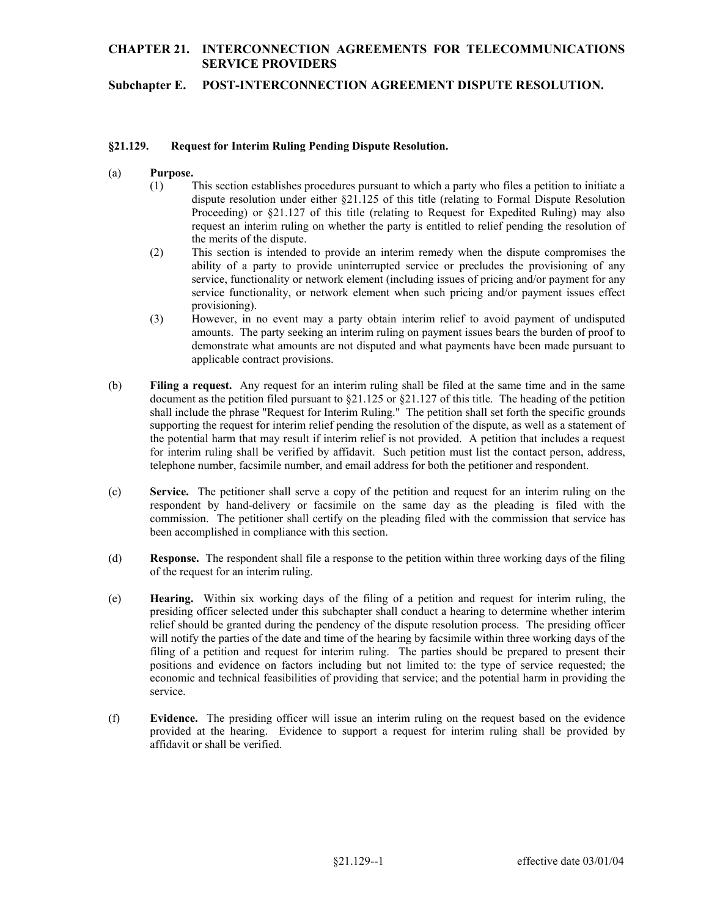# CHAPTER 21. INTERCONNECTION AGREEMENTS FOR TELECOMMUNICATIONS SERVICE PROVIDERS

## Subchapter E. POST-INTERCONNECTION AGREEMENT DISPUTE RESOLUTION.

### §21.129. Request for Interim Ruling Pending Dispute Resolution.

(a) **Purpose.**

(1) This section establishes procedures pursuant to which a party who files a petition to initiate a dispute resolution under either §21.125 of this title (relating to Formal Dispute Resolution Proceeding) or §21.127 of this title (relating to Request for Expedited Ruling) may also request an interim ruling on whether the party is entitled to relief pending the resolution of the merits of the dispute.

(2) This section is intended to provide an interim remedy when the dispute compromises the ability of a party to provide uninterrupted service or precludes the provisioning of any service, functionality or network element (including issues of pricing and/or payment for any service functionality, or network element when such pricing and/or payment issues effect provisioning).

(3) However, in no event may a party obtain interim relief to avoid payment of undisputed amounts. The party seeking an interim ruling on payment issues bears the burden of proof to demonstrate what amounts are not disputed and what payments have been made pursuant to applicable contract provisions.

(b) **Filing a request.** Any request for an interim ruling shall be filed at the same time and in the same document as the petition filed pursuant to §21.125 or §21.127 of this title. The heading of the petition shall include the phrase "Request for Interim Ruling." The petition shall set forth the specific grounds supporting the request for interim relief pending the resolution of the dispute, as well as a statement of the potential harm that may result if interim relief is not provided. A petition that includes a request for interim ruling shall be verified by affidavit. Such petition must list the contact person, address, telephone number, facsimile number, and email address for both the petitioner and respondent.

(c) **Service.** The petitioner shall serve a copy of the petition and request for an interim ruling on the respondent by hand-delivery or facsimile on the same day as the pleading is filed with the commission. The petitioner shall certify on the pleading filed with the commission that service has been accomplished in compliance with this section.

(d) **Response.** The respondent shall file a response to the petition within three working days of the filing of the request for an interim ruling.

(e) **Hearing.** Within six working days of the filing of a petition and request for interim ruling, the presiding officer selected under this subchapter shall conduct a hearing to determine whether interim relief should be granted during the pendency of the dispute resolution process. The presiding officer will notify the parties of the date and time of the hearing by facsimile within three working days of the filing of a petition and request for interim ruling. The parties should be prepared to present their positions and evidence on factors including but not limited to: the type of service requested; the economic and technical feasibilities of providing that service; and the potential harm in providing the service.

(f) **Evidence.** The presiding officer will issue an interim ruling on the request based on the evidence provided at the hearing. Evidence to support a request for interim ruling shall be provided by affidavit or shall be verified.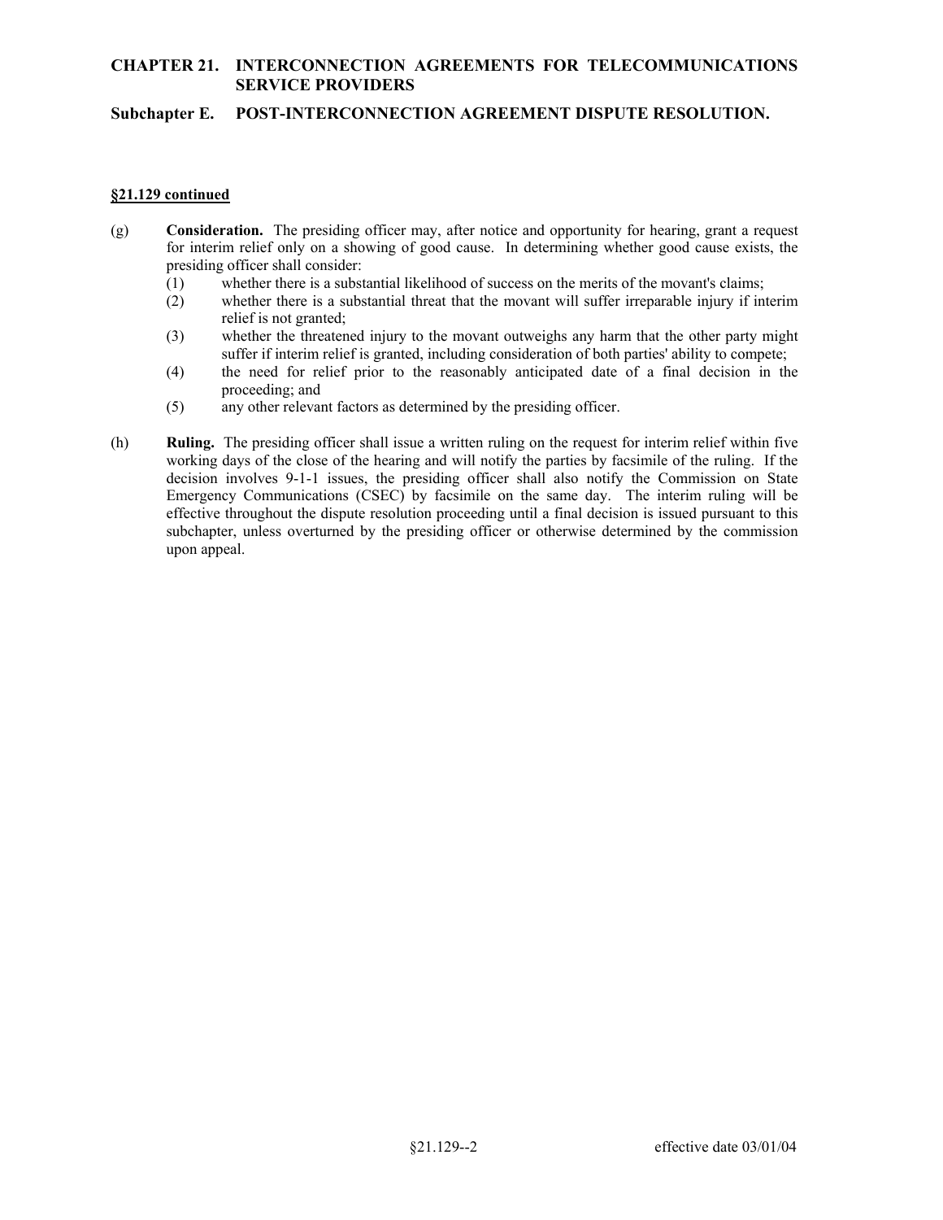## CHAPTER 21. INTERCONNECTION AGREEMENTS FOR TELECOMMUNICATIONS SERVICE PROVIDERS

### Subchapter E. POST-INTERCONNECTION AGREEMENT DISPUTE RESOLUTION.

**§21.129 continued**

(g) **Consideration.** The presiding officer may, after notice and opportunity for hearing, grant a request for interim relief only on a showing of good cause. In determining whether good cause exists, the presiding officer shall consider:

(1) whether there is a substantial likelihood of success on the merits of the movant's claims;

(2) whether there is a substantial threat that the movant will suffer irreparable injury if interim relief is not granted;

(3) whether the threatened injury to the movant outweighs any harm that the other party might suffer if interim relief is granted, including consideration of both parties' ability to compete;

(4) the need for relief prior to the reasonably anticipated date of a final decision in the proceeding; and

(5) any other relevant factors as determined by the presiding officer.

(h) **Ruling.** The presiding officer shall issue a written ruling on the request for interim relief within five working days of the close of the hearing and will notify the parties by facsimile of the ruling. If the decision involves 9-1-1 issues, the presiding officer shall also notify the Commission on State Emergency Communications (CSEC) by facsimile on the same day. The interim ruling will be effective throughout the dispute resolution proceeding until a final decision is issued pursuant to this subchapter, unless overturned by the presiding officer or otherwise determined by the commission upon appeal.